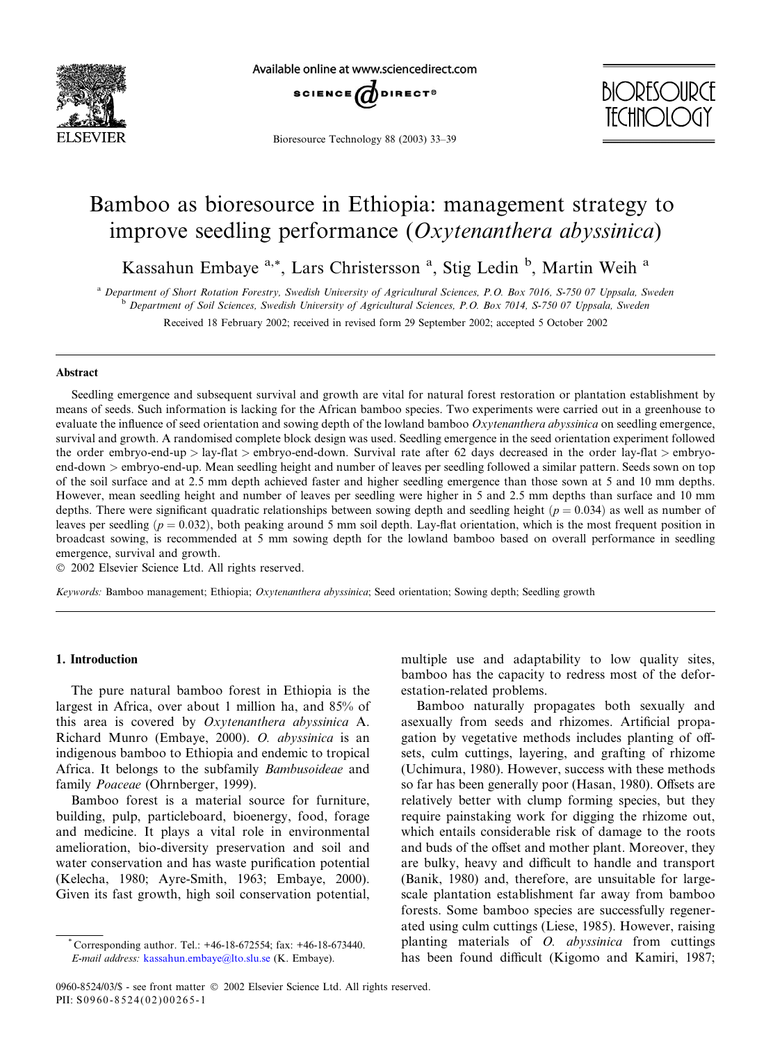# Bamboo as bioresource in Ethiopia: management strategy to improve seedling performance (*Oxytenanthera abyssinica*)

Kassahun Embaye [a,*], Lars Christersson [a], Stig Ledin [b], Martin Weih [a]

[a] Department of Short Rotation Forestry, Swedish University of Agricultural Sciences, P.O. Box 7016, S-750 07 Uppsala, Sweden
[b] Department of Soil Sciences, Swedish University of Agricultural Sciences, P.O. Box 7014, S-750 07 Uppsala, Sweden

Received 18 February 2002; received in revised form 29 September 2002; accepted 5 October 2002

## Abstract

Seedling emergence and subsequent survival and growth are vital for natural forest restoration or plantation establishment by means of seeds. Such information is lacking for the African bamboo species. Two experiments were carried out in a greenhouse to evaluate the influence of seed orientation and sowing depth of the lowland bamboo *Oxytenanthera abyssinica* on seedling emergence, survival and growth. A randomised complete block design was used. Seedling emergence in the seed orientation experiment followed the order embryo-end-up > lay-flat > embryo-end-down. Survival rate after 62 days decreased in the order lay-flat > embryo-end-down > embryo-end-up. Mean seedling height and number of leaves per seedling followed a similar pattern. Seeds sown on top of the soil surface and at 2.5 mm depth achieved faster and higher seedling emergence than those sown at 5 and 10 mm depths. However, mean seedling height and number of leaves per seedling were higher in 5 and 2.5 mm depths than surface and 10 mm depths. There were significant quadratic relationships between sowing depth and seedling height ($p = 0.034$) as well as number of leaves per seedling ($p = 0.032$), both peaking around 5 mm soil depth. Lay-flat orientation, which is the most frequent position in broadcast sowing, is recommended at 5 mm sowing depth for the lowland bamboo based on overall performance in seedling emergence, survival and growth.

© 2002 Elsevier Science Ltd. All rights reserved.

*Keywords:* Bamboo management; Ethiopia; *Oxytenanthera abyssinica*; Seed orientation; Sowing depth; Seedling growth

## 1. Introduction

The pure natural bamboo forest in Ethiopia is the largest in Africa, over about 1 million ha, and 85% of this area is covered by *Oxytenanthera abyssinica* A. Richard Munro (Embaye, 2000). *O. abyssinica* is an indigenous bamboo to Ethiopia and endemic to tropical Africa. It belongs to the subfamily *Bambusoideae* and family *Poaceae* (Ohrnberger, 1999).

Bamboo forest is a material source for furniture, building, pulp, particleboard, bioenergy, food, forage and medicine. It plays a vital role in environmental amelioration, bio-diversity preservation and soil and water conservation and has waste purification potential (Kelecha, 1980; Ayre-Smith, 1963; Embaye, 2000). Given its fast growth, high soil conservation potential, multiple use and adaptability to low quality sites, bamboo has the capacity to redress most of the deforestation-related problems.

Bamboo naturally propagates both sexually and asexually from seeds and rhizomes. Artificial propagation by vegetative methods includes planting of offsets, culm cuttings, layering, and grafting of rhizome (Uchimura, 1980). However, success with these methods so far has been generally poor (Hasan, 1980). Offsets are relatively better with clump forming species, but they require painstaking work for digging the rhizome out, which entails considerable risk of damage to the roots and buds of the offset and mother plant. Moreover, they are bulky, heavy and difficult to handle and transport (Banik, 1980) and, therefore, are unsuitable for large-scale plantation establishment far away from bamboo forests. Some bamboo species are successfully regenerated using culm cuttings (Liese, 1985). However, raising planting materials of *O. abyssinica* from cuttings has been found difficult (Kigomo and Kamiri, 1987;

* Corresponding author. Tel.: +46-18-672554; fax: +46-18-673440.
*E-mail address:* kassahun.embaye@lto.slu.se (K. Embaye).

0960-8524/03/$ - see front matter © 2002 Elsevier Science Ltd. All rights reserved.
PII: S0960-8524(02)00265-1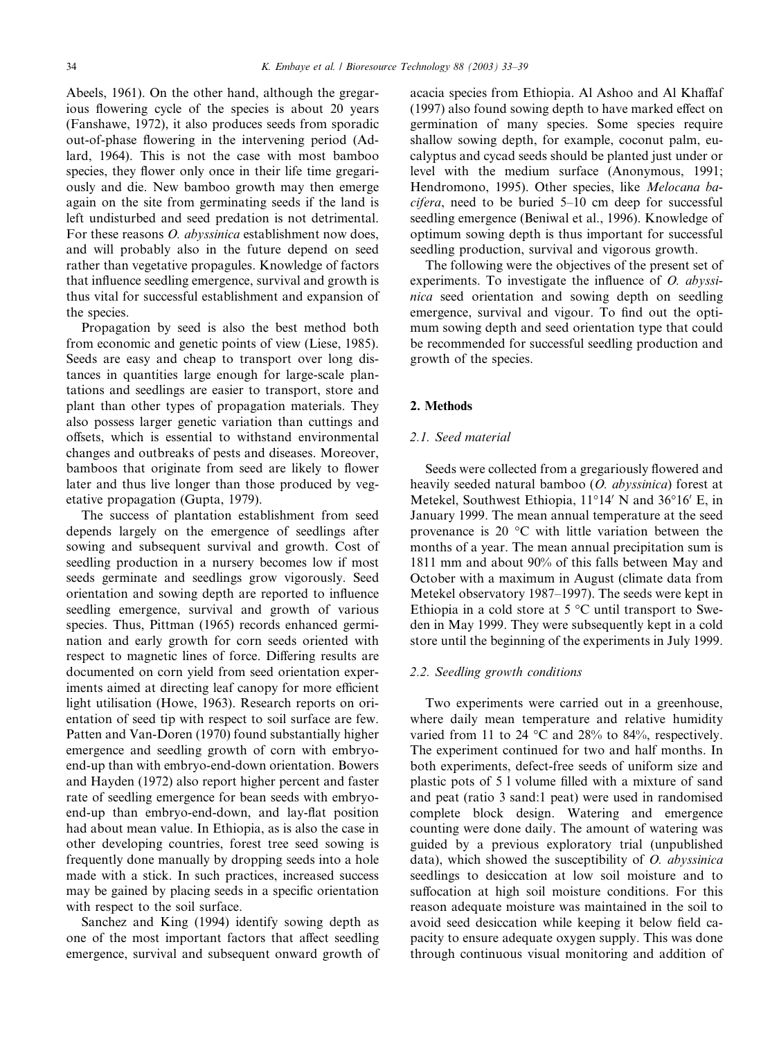Abeels, 1961). On the other hand, although the gregarious flowering cycle of the species is about 20 years (Fanshawe, 1972), it also produces seeds from sporadic out-of-phase flowering in the intervening period (Adlard, 1964). This is not the case with most bamboo species, they flower only once in their life time gregariously and die. New bamboo growth may then emerge again on the site from germinating seeds if the land is left undisturbed and seed predation is not detrimental. For these reasons *O. abyssinica* establishment now does, and will probably also in the future depend on seed rather than vegetative propagules. Knowledge of factors that influence seedling emergence, survival and growth is thus vital for successful establishment and expansion of the species.

Propagation by seed is also the best method both from economic and genetic points of view (Liese, 1985). Seeds are easy and cheap to transport over long distances in quantities large enough for large-scale plantations and seedlings are easier to transport, store and plant than other types of propagation materials. They also possess larger genetic variation than cuttings and offsets, which is essential to withstand environmental changes and outbreaks of pests and diseases. Moreover, bamboos that originate from seed are likely to flower later and thus live longer than those produced by vegetative propagation (Gupta, 1979).

The success of plantation establishment from seed depends largely on the emergence of seedlings after sowing and subsequent survival and growth. Cost of seedling production in a nursery becomes low if most seeds germinate and seedlings grow vigorously. Seed orientation and sowing depth are reported to influence seedling emergence, survival and growth of various species. Thus, Pittman (1965) records enhanced germination and early growth for corn seeds oriented with respect to magnetic lines of force. Differing results are documented on corn yield from seed orientation experiments aimed at directing leaf canopy for more efficient light utilisation (Howe, 1963). Research reports on orientation of seed tip with respect to soil surface are few. Patten and Van-Doren (1970) found substantially higher emergence and seedling growth of corn with embryo-end-up than with embryo-end-down orientation. Bowers and Hayden (1972) also report higher percent and faster rate of seedling emergence for bean seeds with embryo-end-up than embryo-end-down, and lay-flat position had about mean value. In Ethiopia, as is also the case in other developing countries, forest tree seed sowing is frequently done manually by dropping seeds into a hole made with a stick. In such practices, increased success may be gained by placing seeds in a specific orientation with respect to the soil surface.

Sanchez and King (1994) identify sowing depth as one of the most important factors that affect seedling emergence, survival and subsequent onward growth of acacia species from Ethiopia. Al Ashoo and Al Khaffaf (1997) also found sowing depth to have marked effect on germination of many species. Some species require shallow sowing depth, for example, coconut palm, eucalyptus and cycad seeds should be planted just under or level with the medium surface (Anonymous, 1991; Hendromono, 1995). Other species, like *Melocana bacifera*, need to be buried 5–10 cm deep for successful seedling emergence (Beniwal et al., 1996). Knowledge of optimum sowing depth is thus important for successful seedling production, survival and vigorous growth.

The following were the objectives of the present set of experiments. To investigate the influence of *O. abyssinica* seed orientation and sowing depth on seedling emergence, survival and vigour. To find out the optimum sowing depth and seed orientation type that could be recommended for successful seedling production and growth of the species.

## 2. Methods

### 2.1. Seed material

Seeds were collected from a gregariously flowered and heavily seeded natural bamboo (*O. abyssinica*) forest at Metekel, Southwest Ethiopia, 11°14′ N and 36°16′ E, in January 1999. The mean annual temperature at the seed provenance is 20 °C with little variation between the months of a year. The mean annual precipitation sum is 1811 mm and about 90% of this falls between May and October with a maximum in August (climate data from Metekel observatory 1987–1997). The seeds were kept in Ethiopia in a cold store at 5 °C until transport to Sweden in May 1999. They were subsequently kept in a cold store until the beginning of the experiments in July 1999.

### 2.2. Seedling growth conditions

Two experiments were carried out in a greenhouse, where daily mean temperature and relative humidity varied from 11 to 24 °C and 28% to 84%, respectively. The experiment continued for two and half months. In both experiments, defect-free seeds of uniform size and plastic pots of 5 l volume filled with a mixture of sand and peat (ratio 3 sand:1 peat) were used in randomised complete block design. Watering and emergence counting were done daily. The amount of watering was guided by a previous exploratory trial (unpublished data), which showed the susceptibility of *O. abyssinica* seedlings to desiccation at low soil moisture and to suffocation at high soil moisture conditions. For this reason adequate moisture was maintained in the soil to avoid seed desiccation while keeping it below field capacity to ensure adequate oxygen supply. This was done through continuous visual monitoring and addition of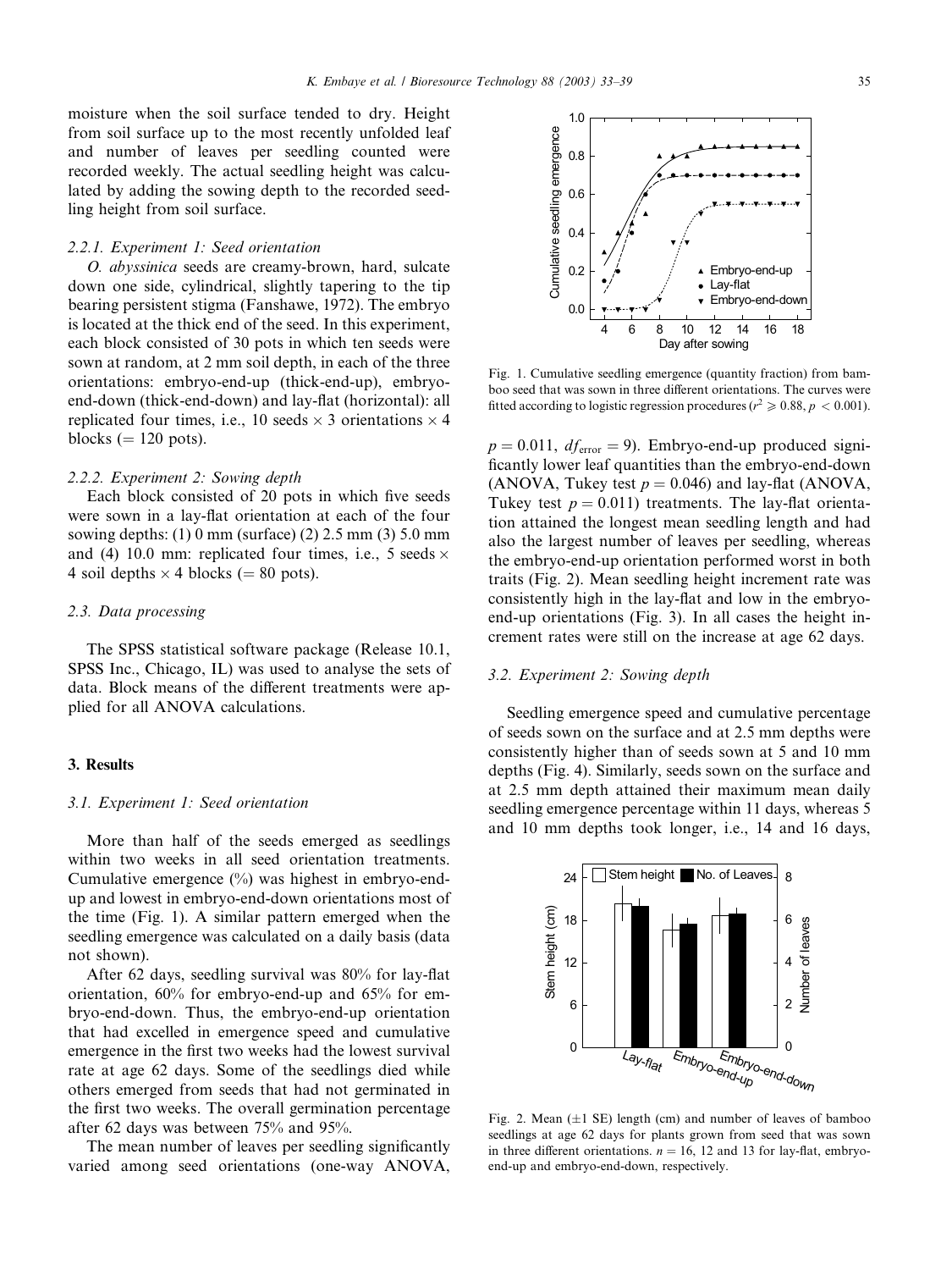moisture when the soil surface tended to dry. Height from soil surface up to the most recently unfolded leaf and number of leaves per seedling counted were recorded weekly. The actual seedling height was calculated by adding the sowing depth to the recorded seedling height from soil surface.

#### 2.2.1. Experiment 1: Seed orientation

*O. abyssinica* seeds are creamy-brown, hard, sulcate down one side, cylindrical, slightly tapering to the tip bearing persistent stigma (Fanshawe, 1972). The embryo is located at the thick end of the seed. In this experiment, each block consisted of 30 pots in which ten seeds were sown at random, at 2 mm soil depth, in each of the three orientations: embryo-end-up (thick-end-up), embryo-end-down (thick-end-down) and lay-flat (horizontal): all replicated four times, i.e., 10 seeds × 3 orientations × 4 blocks (= 120 pots).

#### 2.2.2. Experiment 2: Sowing depth

Each block consisted of 20 pots in which five seeds were sown in a lay-flat orientation at each of the four sowing depths: (1) 0 mm (surface) (2) 2.5 mm (3) 5.0 mm and (4) 10.0 mm: replicated four times, i.e., 5 seeds × 4 soil depths × 4 blocks (= 80 pots).

### 2.3. Data processing

The SPSS statistical software package (Release 10.1, SPSS Inc., Chicago, IL) was used to analyse the sets of data. Block means of the different treatments were applied for all ANOVA calculations.

## 3. Results

### 3.1. Experiment 1: Seed orientation

More than half of the seeds emerged as seedlings within two weeks in all seed orientation treatments. Cumulative emergence (%) was highest in embryo-end-up and lowest in embryo-end-down orientations most of the time (Fig. 1). A similar pattern emerged when the seedling emergence was calculated on a daily basis (data not shown).

After 62 days, seedling survival was 80% for lay-flat orientation, 60% for embryo-end-up and 65% for embryo-end-down. Thus, the embryo-end-up orientation that had excelled in emergence speed and cumulative emergence in the first two weeks had the lowest survival rate at age 62 days. Some of the seedlings died while others emerged from seeds that had not germinated in the first two weeks. The overall germination percentage after 62 days was between 75% and 95%.

The mean number of leaves per seedling significantly varied among seed orientations (one-way ANOVA, $p = 0.011$, $df_{error} = 9$). Embryo-end-up produced significantly lower leaf quantities than the embryo-end-down (ANOVA, Tukey test $p = 0.046$) and lay-flat (ANOVA, Tukey test $p = 0.011$) treatments. The lay-flat orientation attained the longest mean seedling length and had also the largest number of leaves per seedling, whereas the embryo-end-up orientation performed worst in both traits (Fig. 2). Mean seedling height increment rate was consistently high in the lay-flat and low in the embryo-end-up orientations (Fig. 3). In all cases the height increment rates were still on the increase at age 62 days.

Fig. 1. Cumulative seedling emergence (quantity fraction) from bamboo seed that was sown in three different orientations. The curves were fitted according to logistic regression procedures ($r^2 \geqslant 0.88$, $p < 0.001$).

### 3.2. Experiment 2: Sowing depth

Seedling emergence speed and cumulative percentage of seeds sown on the surface and at 2.5 mm depths were consistently higher than of seeds sown at 5 and 10 mm depths (Fig. 4). Similarly, seeds sown on the surface and at 2.5 mm depth attained their maximum mean daily seedling emergence percentage within 11 days, whereas 5 and 10 mm depths took longer, i.e., 14 and 16 days,

Fig. 2. Mean (±1 SE) length (cm) and number of leaves of bamboo seedlings at age 62 days for plants grown from seed that was sown in three different orientations. $n = 16$, 12 and 13 for lay-flat, embryo-end-up and embryo-end-down, respectively.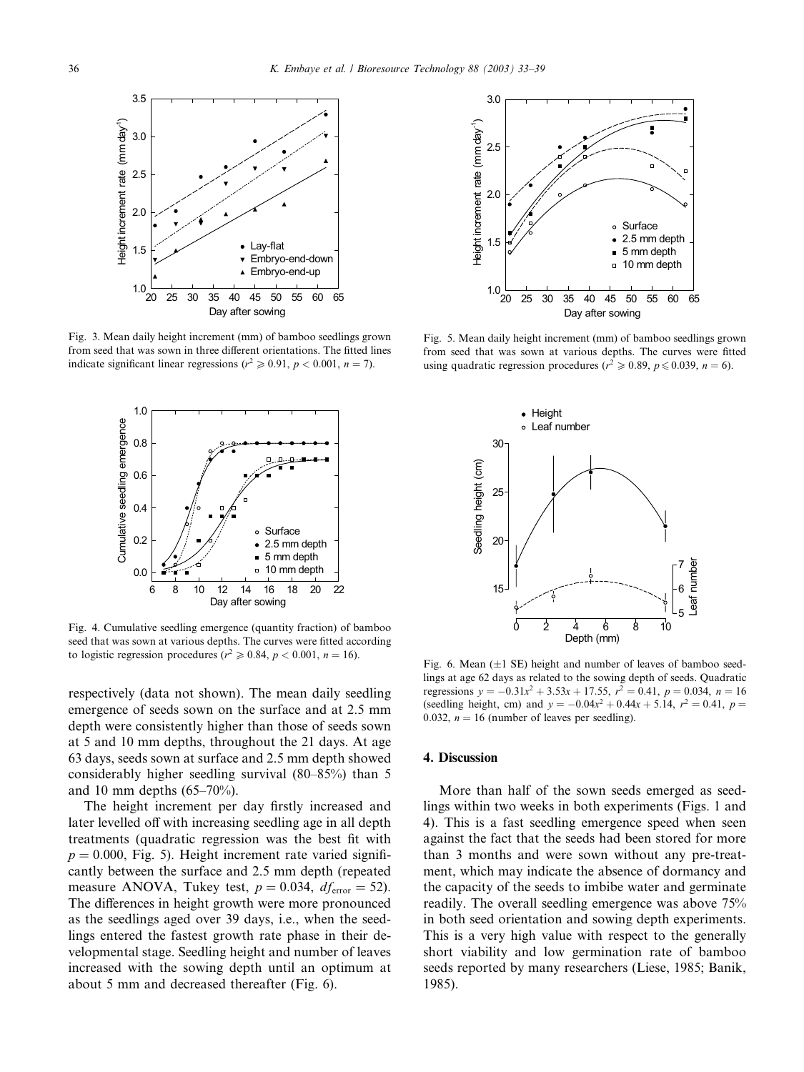Fig. 3. Mean daily height increment (mm) of bamboo seedlings grown from seed that was sown in three different orientations. The fitted lines indicate significant linear regressions ($r^2 \geq 0.91$, $p < 0.001$, $n = 7$).

Fig. 5. Mean daily height increment (mm) of bamboo seedlings grown from seed that was sown at various depths. The curves were fitted using quadratic regression procedures ($r^2 \geq 0.89$, $p \leq 0.039$, $n = 6$).

Fig. 4. Cumulative seedling emergence (quantity fraction) of bamboo seed that was sown at various depths. The curves were fitted according to logistic regression procedures ($r^2 \geq 0.84$, $p < 0.001$, $n = 16$).

Fig. 6. Mean ($\pm 1$ SE) height and number of leaves of bamboo seedlings at age 62 days as related to the sowing depth of seeds. Quadratic regressions $y = -0.31x^2 + 3.53x + 17.55$, $r^2 = 0.41$, $p = 0.034$, $n = 16$ (seedling height, cm) and $y = -0.04x^2 + 0.44x + 5.14$, $r^2 = 0.41$, $p = 0.032$, $n = 16$ (number of leaves per seedling).

respectively (data not shown). The mean daily seedling emergence of seeds sown on the surface and at 2.5 mm depth were consistently higher than those of seeds sown at 5 and 10 mm depths, throughout the 21 days. At age 63 days, seeds sown at surface and 2.5 mm depth showed considerably higher seedling survival (80–85%) than 5 and 10 mm depths (65–70%).

The height increment per day firstly increased and later levelled off with increasing seedling age in all depth treatments (quadratic regression was the best fit with $p = 0.000$, Fig. 5). Height increment rate varied significantly between the surface and 2.5 mm depth (repeated measure ANOVA, Tukey test, $p = 0.034$, $df_{error} = 52$). The differences in height growth were more pronounced as the seedlings aged over 39 days, i.e., when the seedlings entered the fastest growth rate phase in their developmental stage. Seedling height and number of leaves increased with the sowing depth until an optimum at about 5 mm and decreased thereafter (Fig. 6).

## 4. Discussion

More than half of the sown seeds emerged as seedlings within two weeks in both experiments (Figs. 1 and 4). This is a fast seedling emergence speed when seen against the fact that the seeds had been stored for more than 3 months and were sown without any pre-treatment, which may indicate the absence of dormancy and the capacity of the seeds to imbibe water and germinate readily. The overall seedling emergence was above 75% in both seed orientation and sowing depth experiments. This is a very high value with respect to the generally short viability and low germination rate of bamboo seeds reported by many researchers (Liese, 1985; Banik, 1985).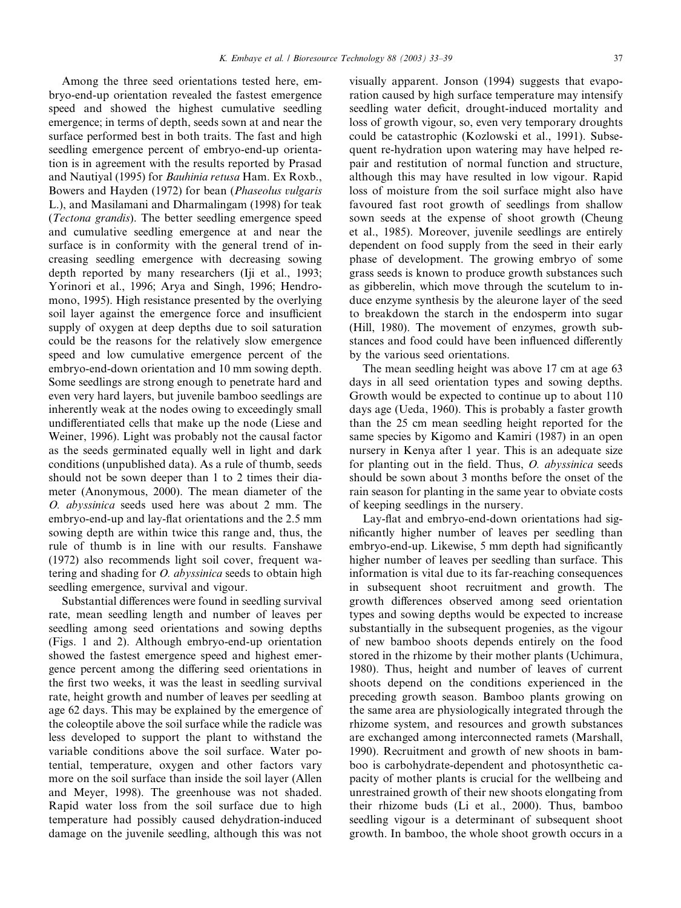Among the three seed orientations tested here, embryo-end-up orientation revealed the fastest emergence speed and showed the highest cumulative seedling emergence; in terms of depth, seeds sown at and near the surface performed best in both traits. The fast and high seedling emergence percent of embryo-end-up orientation is in agreement with the results reported by Prasad and Nautiyal (1995) for *Bauhinia retusa* Ham. Ex Roxb., Bowers and Hayden (1972) for bean (*Phaseolus vulgaris* L.), and Masilamani and Dharmalingam (1998) for teak (*Tectona grandis*). The better seedling emergence speed and cumulative seedling emergence at and near the surface is in conformity with the general trend of increasing seedling emergence with decreasing sowing depth reported by many researchers (Iji et al., 1993; Yorinori et al., 1996; Arya and Singh, 1996; Hendromono, 1995). High resistance presented by the overlying soil layer against the emergence force and insufficient supply of oxygen at deep depths due to soil saturation could be the reasons for the relatively slow emergence speed and low cumulative emergence percent of the embryo-end-down orientation and 10 mm sowing depth. Some seedlings are strong enough to penetrate hard and even very hard layers, but juvenile bamboo seedlings are inherently weak at the nodes owing to exceedingly small undifferentiated cells that make up the node (Liese and Weiner, 1996). Light was probably not the causal factor as the seeds germinated equally well in light and dark conditions (unpublished data). As a rule of thumb, seeds should not be sown deeper than 1 to 2 times their diameter (Anonymous, 2000). The mean diameter of the *O. abyssinica* seeds used here was about 2 mm. The embryo-end-up and lay-flat orientations and the 2.5 mm sowing depth are within twice this range and, thus, the rule of thumb is in line with our results. Fanshawe (1972) also recommends light soil cover, frequent watering and shading for *O. abyssinica* seeds to obtain high seedling emergence, survival and vigour.

Substantial differences were found in seedling survival rate, mean seedling length and number of leaves per seedling among seed orientations and sowing depths (Figs. 1 and 2). Although embryo-end-up orientation showed the fastest emergence speed and highest emergence percent among the differing seed orientations in the first two weeks, it was the least in seedling survival rate, height growth and number of leaves per seedling at age 62 days. This may be explained by the emergence of the coleoptile above the soil surface while the radicle was less developed to support the plant to withstand the variable conditions above the soil surface. Water potential, temperature, oxygen and other factors vary more on the soil surface than inside the soil layer (Allen and Meyer, 1998). The greenhouse was not shaded. Rapid water loss from the soil surface due to high temperature had possibly caused dehydration-induced damage on the juvenile seedling, although this was not visually apparent. Jonson (1994) suggests that evaporation caused by high surface temperature may intensify seedling water deficit, drought-induced mortality and loss of growth vigour, so, even very temporary droughts could be catastrophic (Kozlowski et al., 1991). Subsequent re-hydration upon watering may have helped repair and restitution of normal function and structure, although this may have resulted in low vigour. Rapid loss of moisture from the soil surface might also have favoured fast root growth of seedlings from shallow sown seeds at the expense of shoot growth (Cheung et al., 1985). Moreover, juvenile seedlings are entirely dependent on food supply from the seed in their early phase of development. The growing embryo of some grass seeds is known to produce growth substances such as gibberelin, which move through the scutelum to induce enzyme synthesis by the aleurone layer of the seed to breakdown the starch in the endosperm into sugar (Hill, 1980). The movement of enzymes, growth substances and food could have been influenced differently by the various seed orientations.

The mean seedling height was above 17 cm at age 63 days in all seed orientation types and sowing depths. Growth would be expected to continue up to about 110 days age (Ueda, 1960). This is probably a faster growth than the 25 cm mean seedling height reported for the same species by Kigomo and Kamiri (1987) in an open nursery in Kenya after 1 year. This is an adequate size for planting out in the field. Thus, *O. abyssinica* seeds should be sown about 3 months before the onset of the rain season for planting in the same year to obviate costs of keeping seedlings in the nursery.

Lay-flat and embryo-end-down orientations had significantly higher number of leaves per seedling than embryo-end-up. Likewise, 5 mm depth had significantly higher number of leaves per seedling than surface. This information is vital due to its far-reaching consequences in subsequent shoot recruitment and growth. The growth differences observed among seed orientation types and sowing depths would be expected to increase substantially in the subsequent progenies, as the vigour of new bamboo shoots depends entirely on the food stored in the rhizome by their mother plants (Uchimura, 1980). Thus, height and number of leaves of current shoots depend on the conditions experienced in the preceding growth season. Bamboo plants growing on the same area are physiologically integrated through the rhizome system, and resources and growth substances are exchanged among interconnected ramets (Marshall, 1990). Recruitment and growth of new shoots in bamboo is carbohydrate-dependent and photosynthetic capacity of mother plants is crucial for the wellbeing and unrestrained growth of their new shoots elongating from their rhizome buds (Li et al., 2000). Thus, bamboo seedling vigour is a determinant of subsequent shoot growth. In bamboo, the whole shoot growth occurs in a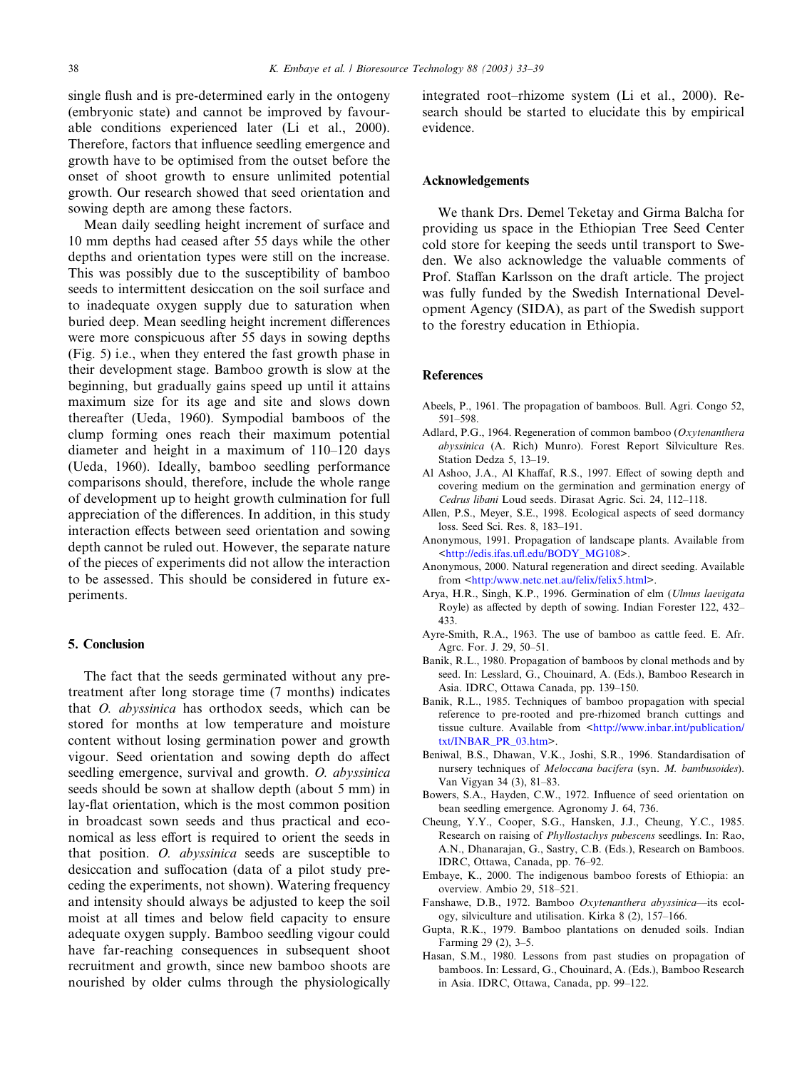single flush and is pre-determined early in the ontogeny (embryonic state) and cannot be improved by favourable conditions experienced later (Li et al., 2000). Therefore, factors that influence seedling emergence and growth have to be optimised from the outset before the onset of shoot growth to ensure unlimited potential growth. Our research showed that seed orientation and sowing depth are among these factors.

Mean daily seedling height increment of surface and 10 mm depths had ceased after 55 days while the other depths and orientation types were still on the increase. This was possibly due to the susceptibility of bamboo seeds to intermittent desiccation on the soil surface and to inadequate oxygen supply due to saturation when buried deep. Mean seedling height increment differences were more conspicuous after 55 days in sowing depths (Fig. 5) i.e., when they entered the fast growth phase in their development stage. Bamboo growth is slow at the beginning, but gradually gains speed up until it attains maximum size for its age and site and slows down thereafter (Ueda, 1960). Sympodial bamboos of the clump forming ones reach their maximum potential diameter and height in a maximum of 110–120 days (Ueda, 1960). Ideally, bamboo seedling performance comparisons should, therefore, include the whole range of development up to height growth culmination for full appreciation of the differences. In addition, in this study interaction effects between seed orientation and sowing depth cannot be ruled out. However, the separate nature of the pieces of experiments did not allow the interaction to be assessed. This should be considered in future experiments.

## 5. Conclusion

The fact that the seeds germinated without any pretreatment after long storage time (7 months) indicates that *O. abyssinica* has orthodox seeds, which can be stored for months at low temperature and moisture content without losing germination power and growth vigour. Seed orientation and sowing depth do affect seedling emergence, survival and growth. *O. abyssinica* seeds should be sown at shallow depth (about 5 mm) in lay-flat orientation, which is the most common position in broadcast sown seeds and thus practical and economical as less effort is required to orient the seeds in that position. *O. abyssinica* seeds are susceptible to desiccation and suffocation (data of a pilot study preceding the experiments, not shown). Watering frequency and intensity should always be adjusted to keep the soil moist at all times and below field capacity to ensure adequate oxygen supply. Bamboo seedling vigour could have far-reaching consequences in subsequent shoot recruitment and growth, since new bamboo shoots are nourished by older culms through the physiologically integrated root–rhizome system (Li et al., 2000). Research should be started to elucidate this by empirical evidence.

## Acknowledgements

We thank Drs. Demel Teketay and Girma Balcha for providing us space in the Ethiopian Tree Seed Center cold store for keeping the seeds until transport to Sweden. We also acknowledge the valuable comments of Prof. Staffan Karlsson on the draft article. The project was fully funded by the Swedish International Development Agency (SIDA), as part of the Swedish support to the forestry education in Ethiopia.

## References

Abeels, P., 1961. The propagation of bamboos. Bull. Agri. Congo 52, 591–598.

Adlard, P.G., 1964. Regeneration of common bamboo (*Oxytenanthera abyssinica* (A. Rich) Munro). Forest Report Silviculture Res. Station Dedza 5, 13–19.

Al Ashoo, J.A., Al Khaffaf, R.S., 1997. Effect of sowing depth and covering medium on the germination and germination energy of *Cedrus libani* Loud seeds. Dirasat Agric. Sci. 24, 112–118.

Allen, P.S., Meyer, S.E., 1998. Ecological aspects of seed dormancy loss. Seed Sci. Res. 8, 183–191.

Anonymous, 1991. Propagation of landscape plants. Available from <http://edis.ifas.ufl.edu/BODY_MG108>.

Anonymous, 2000. Natural regeneration and direct seeding. Available from <http:/www.netc.net.au/felix/felix5.html>.

Arya, H.R., Singh, K.P., 1996. Germination of elm (*Ulmus laevigata* Royle) as affected by depth of sowing. Indian Forester 122, 432–433.

Ayre-Smith, R.A., 1963. The use of bamboo as cattle feed. E. Afr. Agrc. For. J. 29, 50–51.

Banik, R.L., 1980. Propagation of bamboos by clonal methods and by seed. In: Lesslard, G., Chouinard, A. (Eds.), Bamboo Research in Asia. IDRC, Ottawa Canada, pp. 139–150.

Banik, R.L., 1985. Techniques of bamboo propagation with special reference to pre-rooted and pre-rhizomed branch cuttings and tissue culture. Available from <http://www.inbar.int/publication/txt/INBAR_PR_03.htm>.

Beniwal, B.S., Dhawan, V.K., Joshi, S.R., 1996. Standardisation of nursery techniques of *Meloccana bacifera* (syn. *M. bambusoides*). Van Vigyan 34 (3), 81–83.

Bowers, S.A., Hayden, C.W., 1972. Influence of seed orientation on bean seedling emergence. Agronomy J. 64, 736.

Cheung, Y.Y., Cooper, S.G., Hansken, J.J., Cheung, Y.C., 1985. Research on raising of *Phyllostachys pubescens* seedlings. In: Rao, A.N., Dhanarajan, G., Sastry, C.B. (Eds.), Research on Bamboos. IDRC, Ottawa, Canada, pp. 76–92.

Embaye, K., 2000. The indigenous bamboo forests of Ethiopia: an overview. Ambio 29, 518–521.

Fanshawe, D.B., 1972. Bamboo *Oxytenanthera abyssinica*—its ecology, silviculture and utilisation. Kirka 8 (2), 157–166.

Gupta, R.K., 1979. Bamboo plantations on denuded soils. Indian Farming 29 (2), 3–5.

Hasan, S.M., 1980. Lessons from past studies on propagation of bamboos. In: Lessard, G., Chouinard, A. (Eds.), Bamboo Research in Asia. IDRC, Ottawa, Canada, pp. 99–122.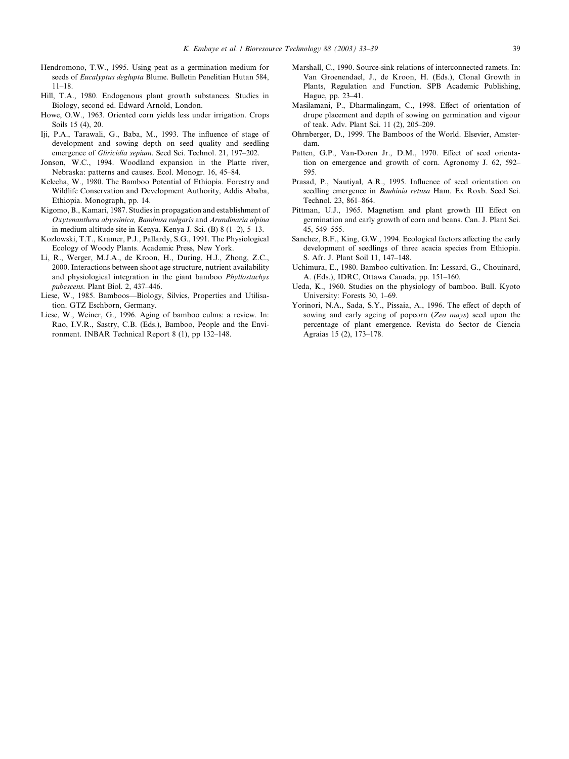Hendromono, T.W., 1995. Using peat as a germination medium for seeds of *Eucalyptus deglupta* Blume. Bulletin Penelitian Hutan 584, 11–18.

Hill, T.A., 1980. Endogenous plant growth substances. Studies in Biology, second ed. Edward Arnold, London.

Howe, O.W., 1963. Oriented corn yields less under irrigation. Crops Soils 15 (4), 20.

Iji, P.A., Tarawali, G., Baba, M., 1993. The influence of stage of development and sowing depth on seed quality and seedling emergence of *Gliricidia sepium*. Seed Sci. Technol. 21, 197–202.

Jonson, W.C., 1994. Woodland expansion in the Platte river, Nebraska: patterns and causes. Ecol. Monogr. 16, 45–84.

Kelecha, W., 1980. The Bamboo Potential of Ethiopia. Forestry and Wildlife Conservation and Development Authority, Addis Ababa, Ethiopia. Monograph, pp. 14.

Kigomo, B., Kamari, 1987. Studies in propagation and establishment of *Oxytenanthera abyssinica, Bambusa vulgaris* and *Arundinaria alpina* in medium altitude site in Kenya. Kenya J. Sci. (B) 8 (1–2), 5–13.

Kozlowski, T.T., Kramer, P.J., Pallardy, S.G., 1991. The Physiological Ecology of Woody Plants. Academic Press, New York.

Li, R., Werger, M.J.A., de Kroon, H., During, H.J., Zhong, Z.C., 2000. Interactions between shoot age structure, nutrient availability and physiological integration in the giant bamboo *Phyllostachys pubescens*. Plant Biol. 2, 437–446.

Liese, W., 1985. Bamboos—Biology, Silvics, Properties and Utilisation. GTZ Eschborn, Germany.

Liese, W., Weiner, G., 1996. Aging of bamboo culms: a review. In: Rao, I.V.R., Sastry, C.B. (Eds.), Bamboo, People and the Environment. INBAR Technical Report 8 (1), pp 132–148.

Marshall, C., 1990. Source-sink relations of interconnected ramets. In: Van Groenendael, J., de Kroon, H. (Eds.), Clonal Growth in Plants, Regulation and Function. SPB Academic Publishing, Hague, pp. 23–41.

Masilamani, P., Dharmalingam, C., 1998. Effect of orientation of drupe placement and depth of sowing on germination and vigour of teak. Adv. Plant Sci. 11 (2), 205–209.

Ohrnberger, D., 1999. The Bamboos of the World. Elsevier, Amsterdam.

Patten, G.P., Van-Doren Jr., D.M., 1970. Effect of seed orientation on emergence and growth of corn. Agronomy J. 62, 592–595.

Prasad, P., Nautiyal, A.R., 1995. Influence of seed orientation on seedling emergence in *Bauhinia retusa* Ham. Ex Roxb. Seed Sci. Technol. 23, 861–864.

Pittman, U.J., 1965. Magnetism and plant growth III Effect on germination and early growth of corn and beans. Can. J. Plant Sci. 45, 549–555.

Sanchez, B.F., King, G.W., 1994. Ecological factors affecting the early development of seedlings of three acacia species from Ethiopia. S. Afr. J. Plant Soil 11, 147–148.

Uchimura, E., 1980. Bamboo cultivation. In: Lessard, G., Chouinard, A. (Eds.), IDRC, Ottawa Canada, pp. 151–160.

Ueda, K., 1960. Studies on the physiology of bamboo. Bull. Kyoto University: Forests 30, 1–69.

Yorinori, N.A., Sada, S.Y., Pissaia, A., 1996. The effect of depth of sowing and early ageing of popcorn (*Zea mays*) seed upon the percentage of plant emergence. Revista do Sector de Ciencia Agraias 15 (2), 173–178.